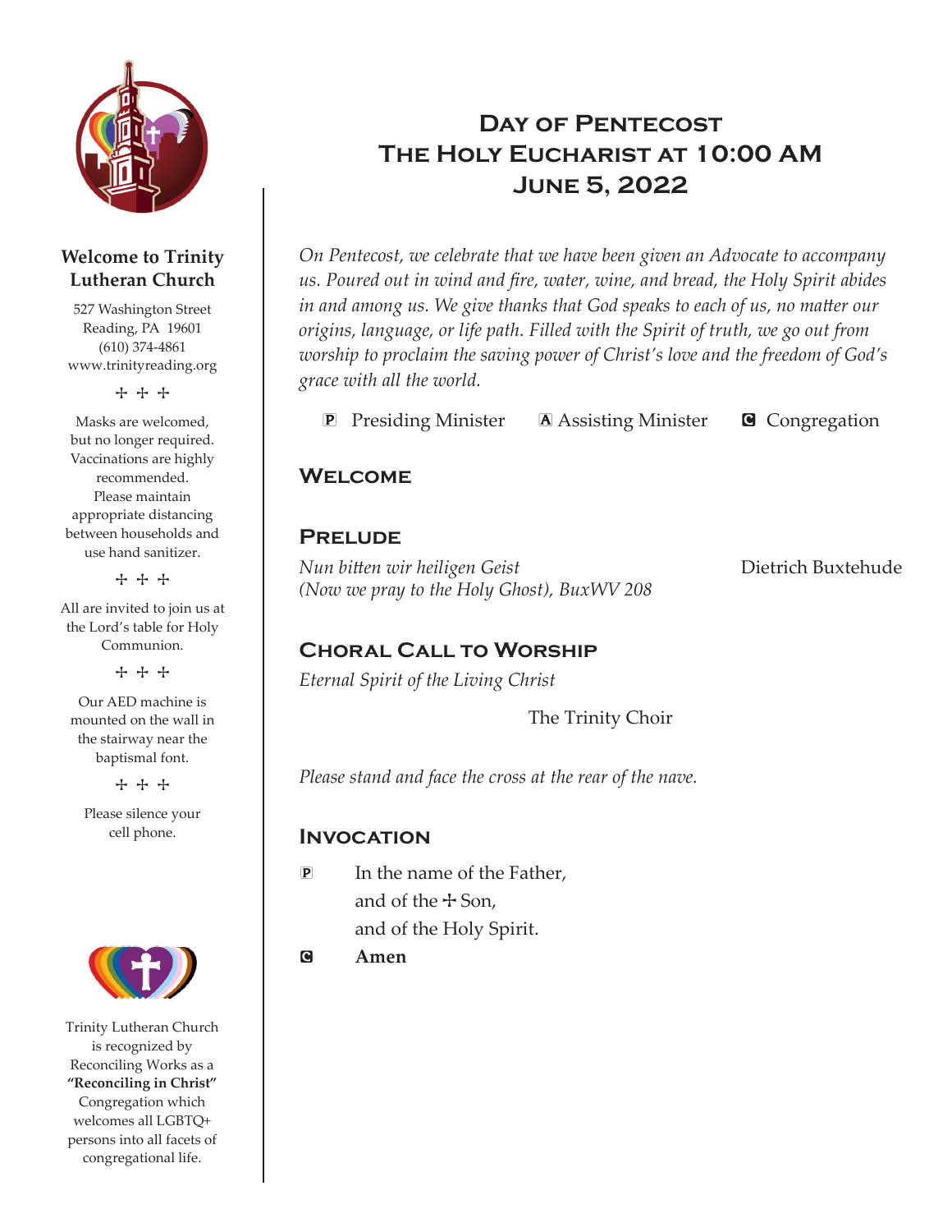# Day of Pentecost
# The Holy Eucharist at 10:00 AM
# June 5, 2022

*On Pentecost, we celebrate that we have been given an Advocate to accompany us. Poured out in wind and fire, water, wine, and bread, the Holy Spirit abides in and among us. We give thanks that God speaks to each of us, no matter our origins, language, or life path. Filled with the Spirit of truth, we go out from worship to proclaim the saving power of Christ's love and the freedom of God's grace with all the world.*

**P** Presiding Minister **A** Assisting Minister **C** Congregation

## Welcome

## Prelude

*Nun bitten wir heiligen Geist* Dietrich Buxtehude
*(Now we pray to the Holy Ghost), BuxWV 208*

## Choral Call to Worship

*Eternal Spirit of the Living Christ*

The Trinity Choir

*Please stand and face the cross at the rear of the nave.*

## Invocation

**P** In the name of the Father,
and of the ☩ Son,
and of the Holy Spirit.

**C** **Amen**

---

**Welcome to Trinity Lutheran Church**

527 Washington Street
Reading, PA 19601
(610) 374-4861
www.trinityreading.org

☩ ☩ ☩

Masks are welcomed, but no longer required. Vaccinations are highly recommended. Please maintain appropriate distancing between households and use hand sanitizer.

☩ ☩ ☩

All are invited to join us at the Lord's table for Holy Communion.

☩ ☩ ☩

Our AED machine is mounted on the wall in the stairway near the baptismal font.

☩ ☩ ☩

Please silence your cell phone.

Trinity Lutheran Church is recognized by Reconciling Works as a **"Reconciling in Christ"** Congregation which welcomes all LGBTQ+ persons into all facets of congregational life.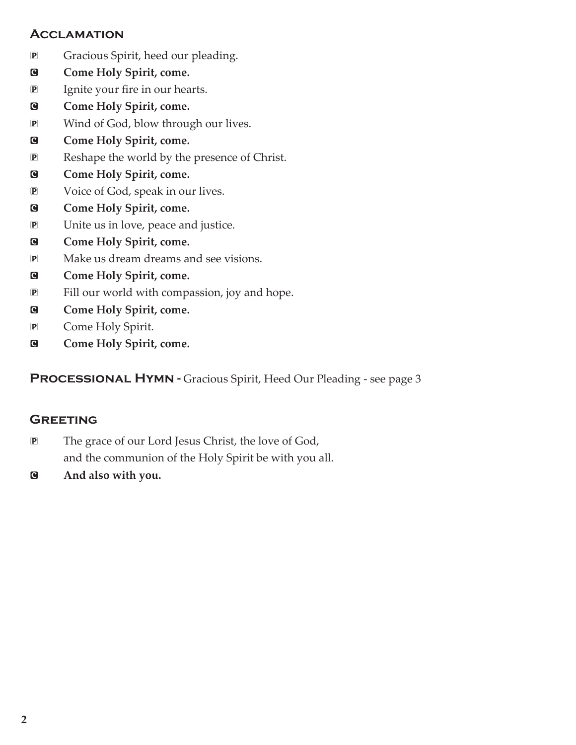## Acclamation

P Gracious Spirit, heed our pleading.

C **Come Holy Spirit, come.**

P Ignite your fire in our hearts.

C **Come Holy Spirit, come.**

P Wind of God, blow through our lives.

C **Come Holy Spirit, come.**

P Reshape the world by the presence of Christ.

C **Come Holy Spirit, come.**

P Voice of God, speak in our lives.

C **Come Holy Spirit, come.**

P Unite us in love, peace and justice.

C **Come Holy Spirit, come.**

P Make us dream dreams and see visions.

C **Come Holy Spirit, come.**

P Fill our world with compassion, joy and hope.

C **Come Holy Spirit, come.**

P Come Holy Spirit.

C **Come Holy Spirit, come.**

## Processional Hymn - Gracious Spirit, Heed Our Pleading - see page 3

## Greeting

P The grace of our Lord Jesus Christ, the love of God,
and the communion of the Holy Spirit be with you all.

C **And also with you.**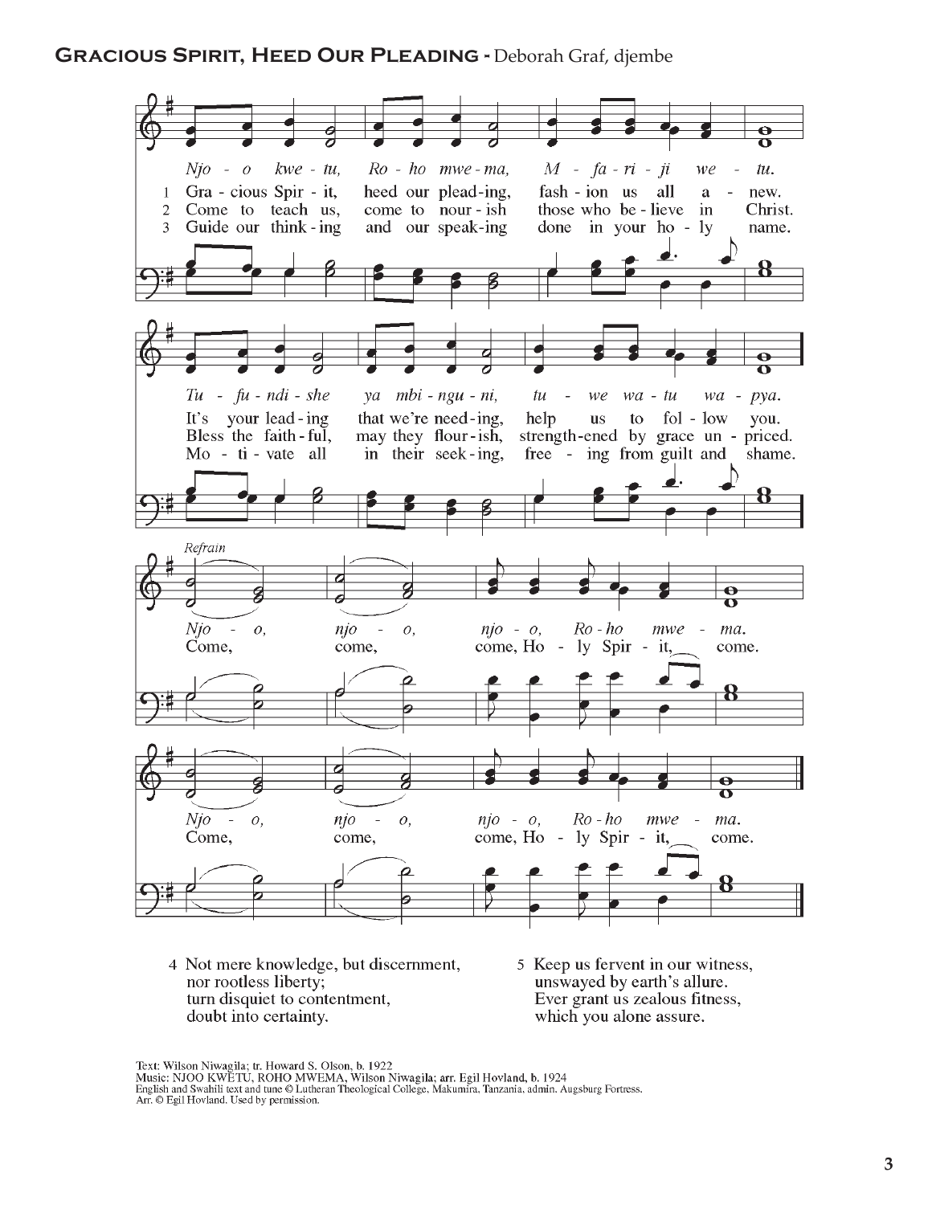## **Gracious Spirit, Heed Our Pleading** - Deborah Graf, djembe

*Njo - o kwe - tu, Ro - ho mwe - ma, M - fa - ri - ji we - tu.*

1 Gra - cious Spir - it, heed our plead - ing, fash - ion us all a - new.
2 Come to teach us, come to nour - ish those who be - lieve in Christ.
3 Guide our think - ing and our speak - ing done in your ho - ly name.

*Tu - fu - ndi - she ya mbi - ngu - ni, tu - we wa - tu wa - pya.*

It's your lead - ing that we're need - ing, help us to fol - low you.
Bless the faith - ful, may they flour - ish, strength - ened by grace un - priced.
Mo - ti - vate all in their seek - ing, free - ing from guilt and shame.

*Refrain*

*Njo - o, njo - o, njo - o, Ro - ho mwe - ma.*
Come, come, come, Ho - ly Spir - it, come.

*Njo - o, njo - o, njo - o, Ro - ho mwe - ma.*
Come, come, come, Ho - ly Spir - it, come.

4 Not mere knowledge, but discernment,
nor rootless liberty;
turn disquiet to contentment,
doubt into certainty.

5 Keep us fervent in our witness,
unswayed by earth's allure.
Ever grant us zealous fitness,
which you alone assure.

Text: Wilson Niwagila; tr. Howard S. Olson, b. 1922
Music: NJOO KWETU, ROHO MWEMA, Wilson Niwagila; arr. Egil Hovland, b. 1924
English and Swahili text and tune © Lutheran Theological College, Makumira, Tanzania, admin. Augsburg Fortress.
Arr. © Egil Hovland. Used by permission.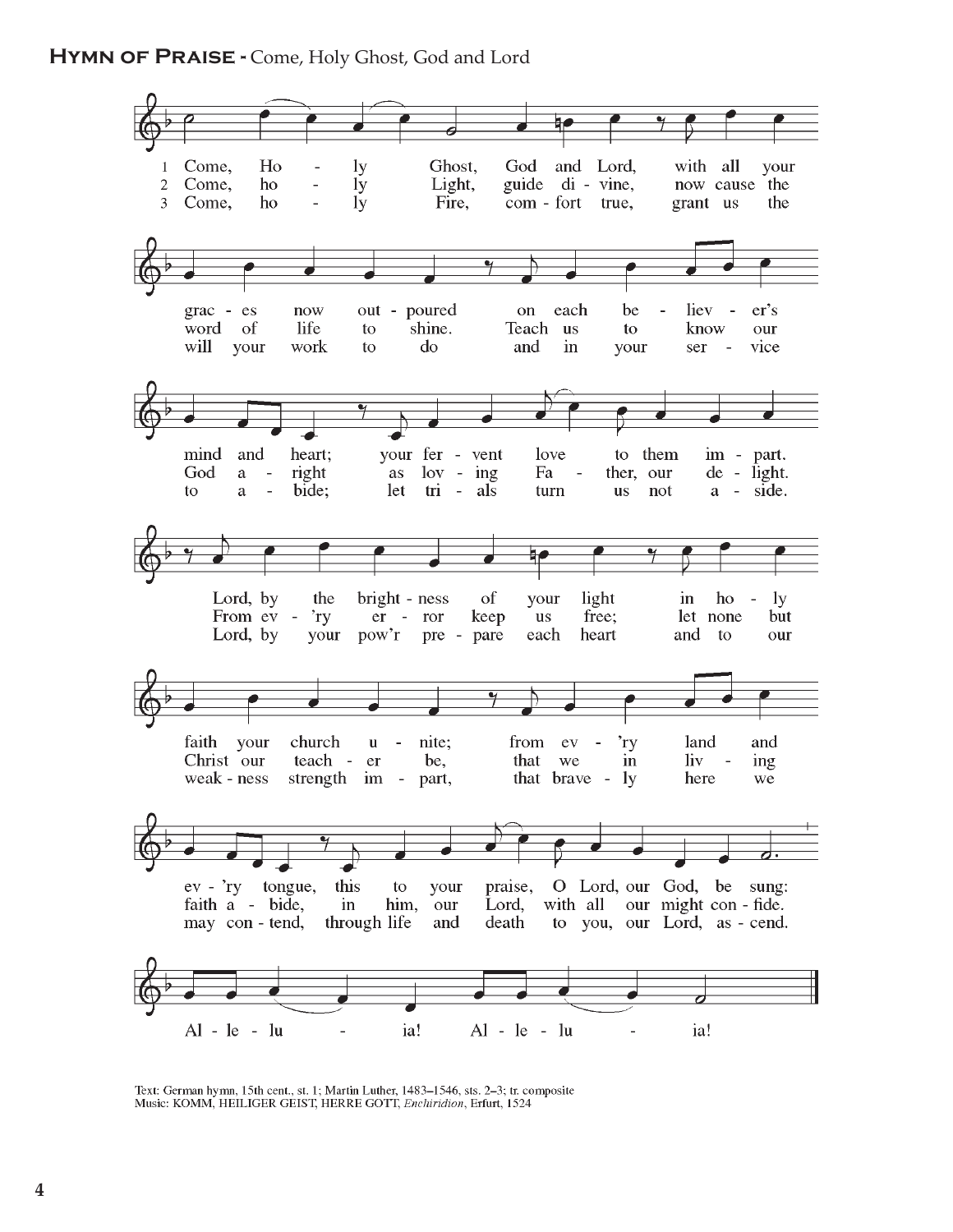**Hymn of Praise -** Come, Holy Ghost, God and Lord

1 Come, Holy Ghost, God and Lord, with all your graces now outpoured on each believer's mind and heart; your fervent love to them impart. Lord, by the brightness of your light in holy faith your church unite; from ev'ry land and ev'ry tongue, this to your praise, O Lord, our God, be sung: Alleluia! Alleluia!

2 Come, holy Light, guide divine, now cause the word of life to shine. Teach us to know our God aright as loving Father, our delight. From ev'ry error keep us free; let none but Christ our teacher be, that we in living faith abide, in him, our Lord, with all our might confide. Alleluia! Alleluia!

3 Come, holy Fire, comfort true, grant us the will your work to do and in your service to abide; let trials turn us not aside. Lord, by your pow'r prepare each heart and to our weakness strength impart, that bravely here we may contend, through life and death to you, our Lord, ascend. Alleluia! Alleluia!

Text: German hymn, 15th cent., st. 1; Martin Luther, 1483–1546, sts. 2–3; tr. composite
Music: KOMM, HEILIGER GEIST, HERRE GOTT, *Enchiridion*, Erfurt, 1524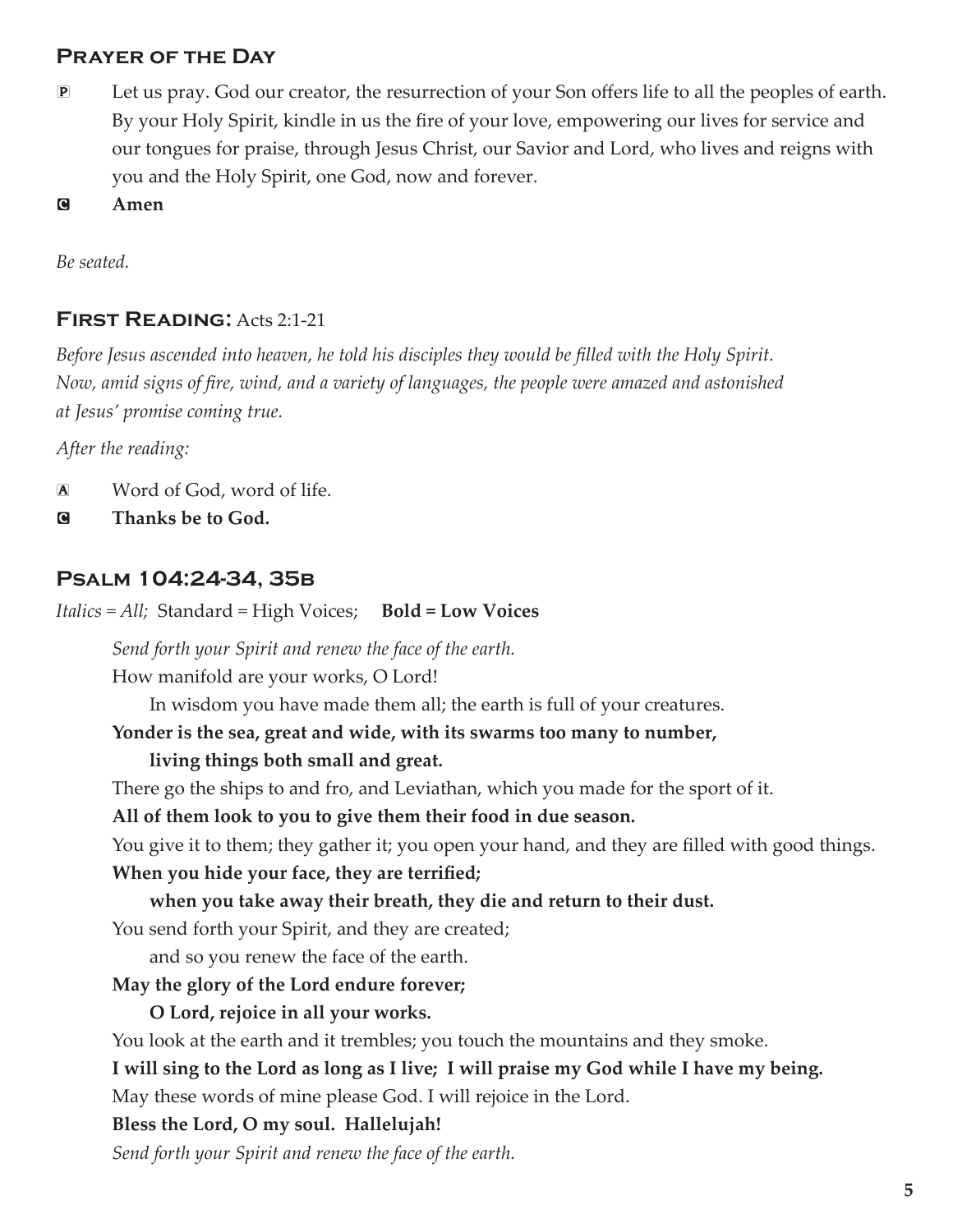## Prayer of the Day

P Let us pray. God our creator, the resurrection of your Son offers life to all the peoples of earth. By your Holy Spirit, kindle in us the fire of your love, empowering our lives for service and our tongues for praise, through Jesus Christ, our Savior and Lord, who lives and reigns with you and the Holy Spirit, one God, now and forever.

C **Amen**

*Be seated.*

## First Reading: Acts 2:1-21

*Before Jesus ascended into heaven, he told his disciples they would be filled with the Holy Spirit. Now, amid signs of fire, wind, and a variety of languages, the people were amazed and astonished at Jesus' promise coming true.*

*After the reading:*

A Word of God, word of life.

C **Thanks be to God.**

## Psalm 104:24-34, 35b

*Italics = All;* Standard = High Voices; **Bold = Low Voices**

*Send forth your Spirit and renew the face of the earth.*

How manifold are your works, O Lord!
In wisdom you have made them all; the earth is full of your creatures.

**Yonder is the sea, great and wide, with its swarms too many to number,**
**living things both small and great.**

There go the ships to and fro, and Leviathan, which you made for the sport of it.

**All of them look to you to give them their food in due season.**

You give it to them; they gather it; you open your hand, and they are filled with good things.

**When you hide your face, they are terrified;**
**when you take away their breath, they die and return to their dust.**

You send forth your Spirit, and they are created;
and so you renew the face of the earth.

**May the glory of the Lord endure forever;**
**O Lord, rejoice in all your works.**

You look at the earth and it trembles; you touch the mountains and they smoke.

**I will sing to the Lord as long as I live; I will praise my God while I have my being.**

May these words of mine please God. I will rejoice in the Lord.

**Bless the Lord, O my soul. Hallelujah!**

*Send forth your Spirit and renew the face of the earth.*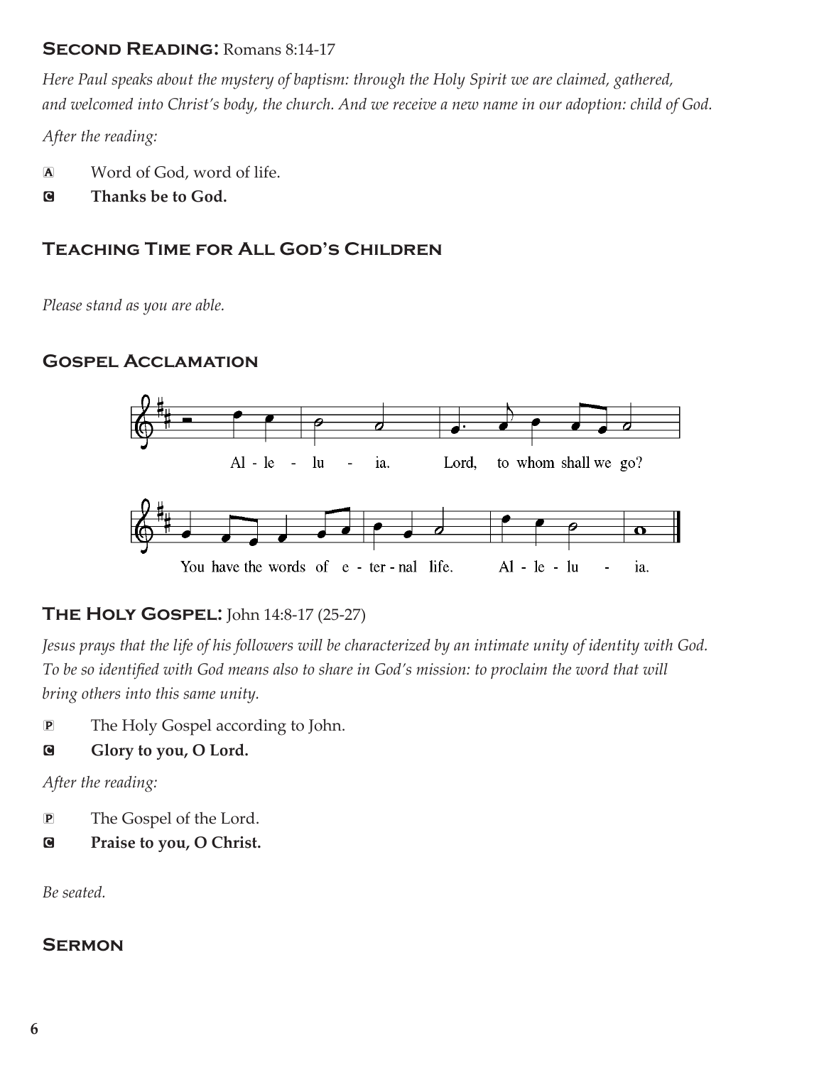## Second Reading: Romans 8:14-17

*Here Paul speaks about the mystery of baptism: through the Holy Spirit we are claimed, gathered, and welcomed into Christ's body, the church. And we receive a new name in our adoption: child of God.*

*After the reading:*

A Word of God, word of life.

C **Thanks be to God.**

## Teaching Time for All God's Children

*Please stand as you are able.*

## Gospel Acclamation

Al - le - lu - ia. Lord, to whom shall we go?

You have the words of e - ter - nal life. Al - le - lu - ia.

## The Holy Gospel: John 14:8-17 (25-27)

*Jesus prays that the life of his followers will be characterized by an intimate unity of identity with God. To be so identified with God means also to share in God's mission: to proclaim the word that will bring others into this same unity.*

P The Holy Gospel according to John.

C **Glory to you, O Lord.**

*After the reading:*

P The Gospel of the Lord.

C **Praise to you, O Christ.**

*Be seated.*

## Sermon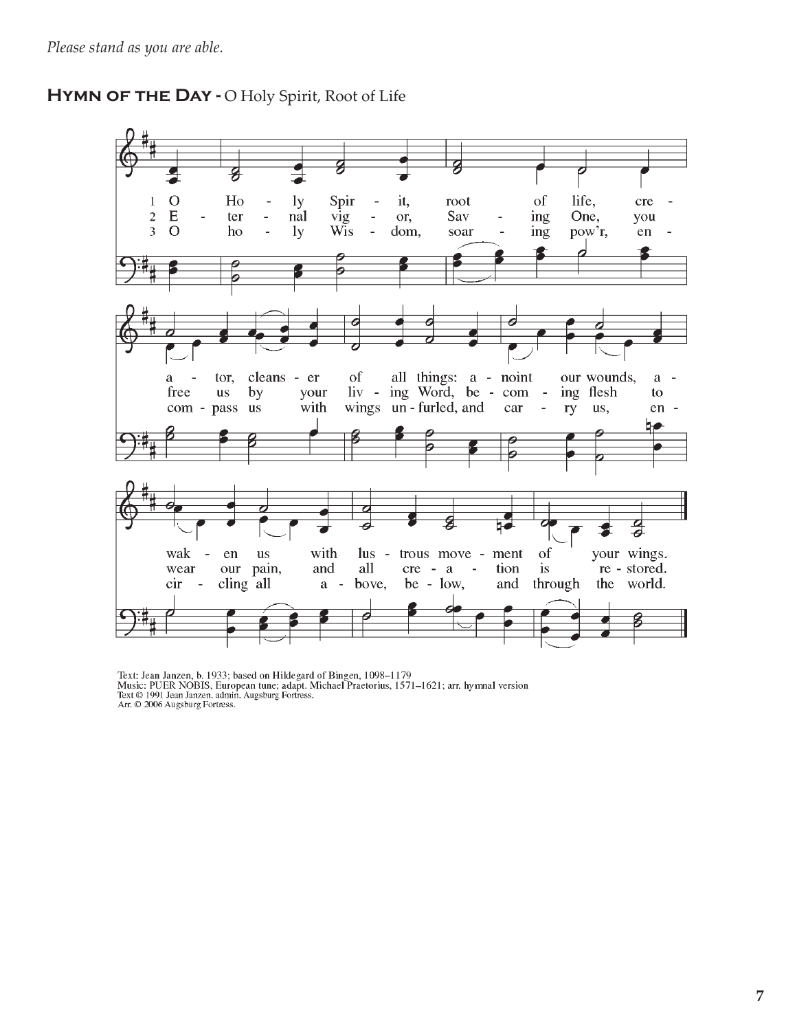*Please stand as you are able.*

## HYMN OF THE DAY - O Holy Spirit, Root of Life

1 O Holy Spirit, root of life, creator, cleanser of all things: anoint our wounds, awaken us with lustrous movement of your wings.

2 Eternal vigor, Saving One, you free us by your living Word, becoming flesh to wear our pain, and all creation is restored.

3 O holy Wisdom, soaring pow'r, encompass us with wings unfurled, and carry us, encircling all above, below, and through the world.

Text: Jean Janzen, b. 1933; based on Hildegard of Bingen, 1098–1179
Music: PUER NOBIS, European tune; adapt. Michael Praetorius, 1571–1621; arr. hymnal version
Text © 1991 Jean Janzen, admin. Augsburg Fortress.
Arr. © 2006 Augsburg Fortress.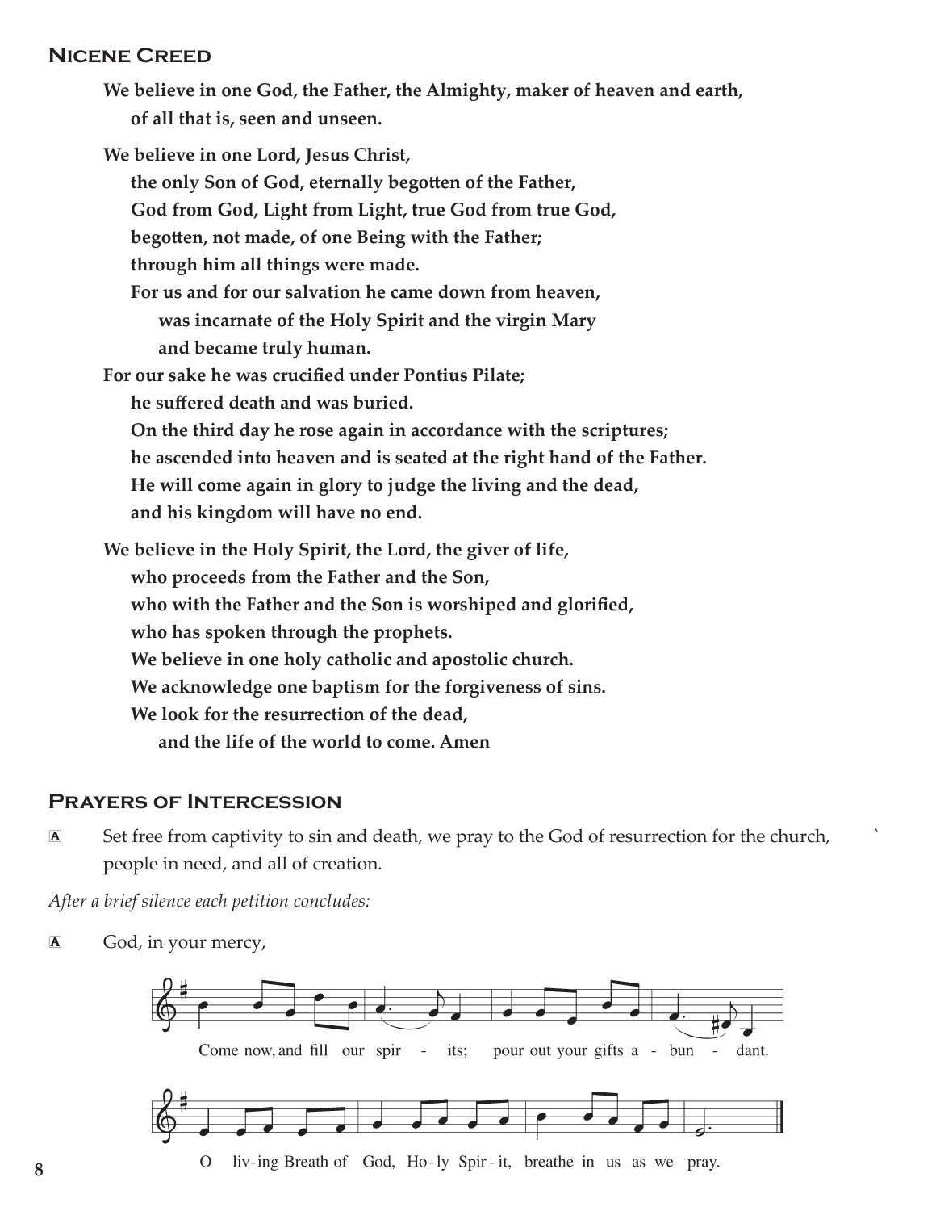## Nicene Creed

**We believe in one God, the Father, the Almighty, maker of heaven and earth,**
**of all that is, seen and unseen.**

**We believe in one Lord, Jesus Christ,**
**the only Son of God, eternally begotten of the Father,**
**God from God, Light from Light, true God from true God,**
**begotten, not made, of one Being with the Father;**
**through him all things were made.**
**For us and for our salvation he came down from heaven,**
**was incarnate of the Holy Spirit and the virgin Mary**
**and became truly human.**
**For our sake he was crucified under Pontius Pilate;**
**he suffered death and was buried.**
**On the third day he rose again in accordance with the scriptures;**
**he ascended into heaven and is seated at the right hand of the Father.**
**He will come again in glory to judge the living and the dead,**
**and his kingdom will have no end.**

**We believe in the Holy Spirit, the Lord, the giver of life,**
**who proceeds from the Father and the Son,**
**who with the Father and the Son is worshiped and glorified,**
**who has spoken through the prophets.**
**We believe in one holy catholic and apostolic church.**
**We acknowledge one baptism for the forgiveness of sins.**
**We look for the resurrection of the dead,**
**and the life of the world to come. Amen**

## Prayers of Intercession

A Set free from captivity to sin and death, we pray to the God of resurrection for the church, people in need, and all of creation.

*After a brief silence each petition concludes:*

A God, in your mercy,

Come now, and fill our spir - its; pour out your gifts a - bun - dant.
O liv-ing Breath of God, Ho-ly Spir-it, breathe in us as we pray.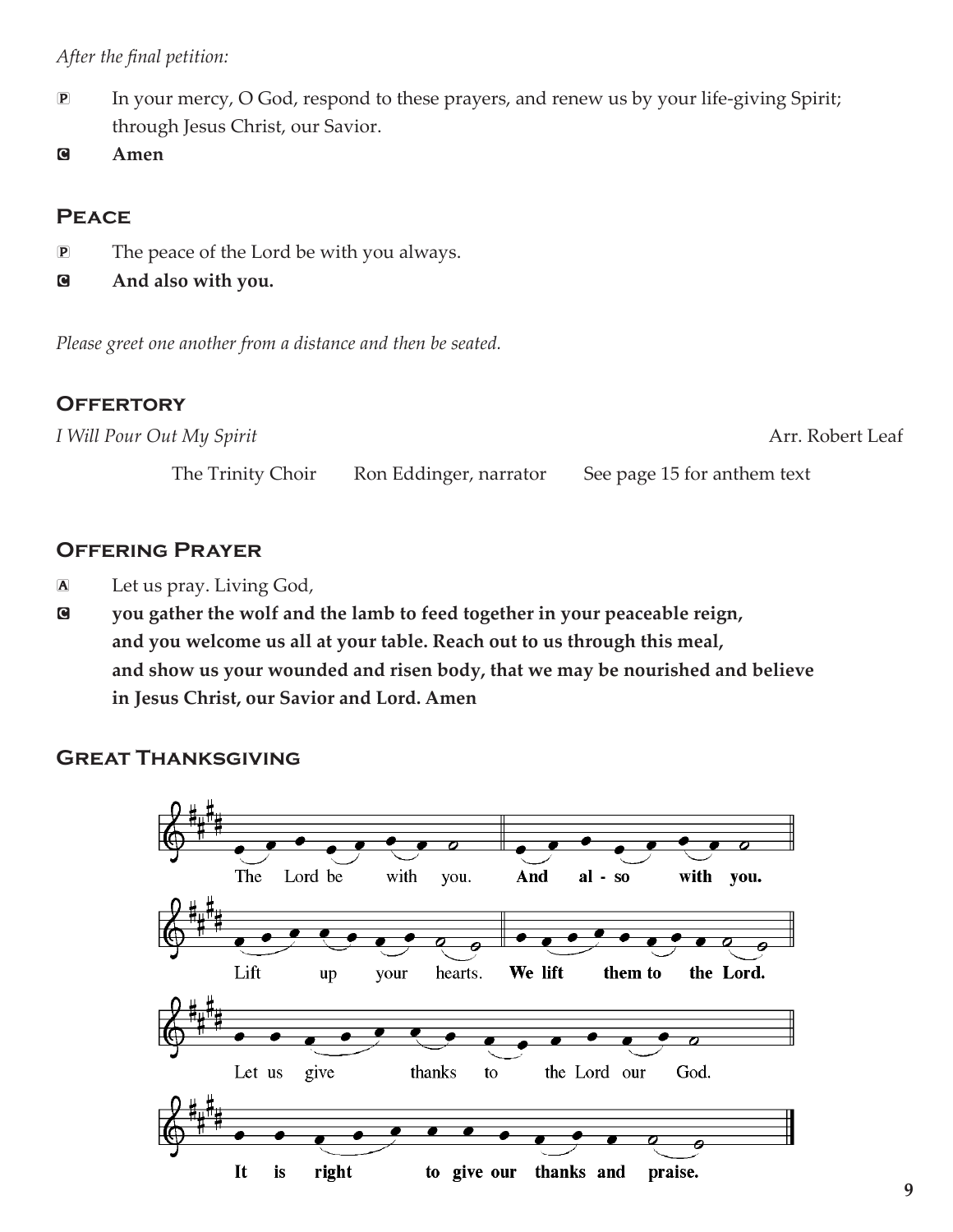*After the final petition:*

P In your mercy, O God, respond to these prayers, and renew us by your life-giving Spirit; through Jesus Christ, our Savior.

C **Amen**

## Peace

P The peace of the Lord be with you always.

C **And also with you.**

*Please greet one another from a distance and then be seated.*

## Offertory

*I Will Pour Out My Spirit* Arr. Robert Leaf

The Trinity Choir Ron Eddinger, narrator See page 15 for anthem text

## Offering Prayer

A Let us pray. Living God,

C **you gather the wolf and the lamb to feed together in your peaceable reign, and you welcome us all at your table. Reach out to us through this meal, and show us your wounded and risen body, that we may be nourished and believe in Jesus Christ, our Savior and Lord. Amen**

## Great Thanksgiving

The Lord be with you. **And also with you.**

Lift up your hearts. **We lift them to the Lord.**

Let us give thanks to the Lord our God.

**It is right to give our thanks and praise.**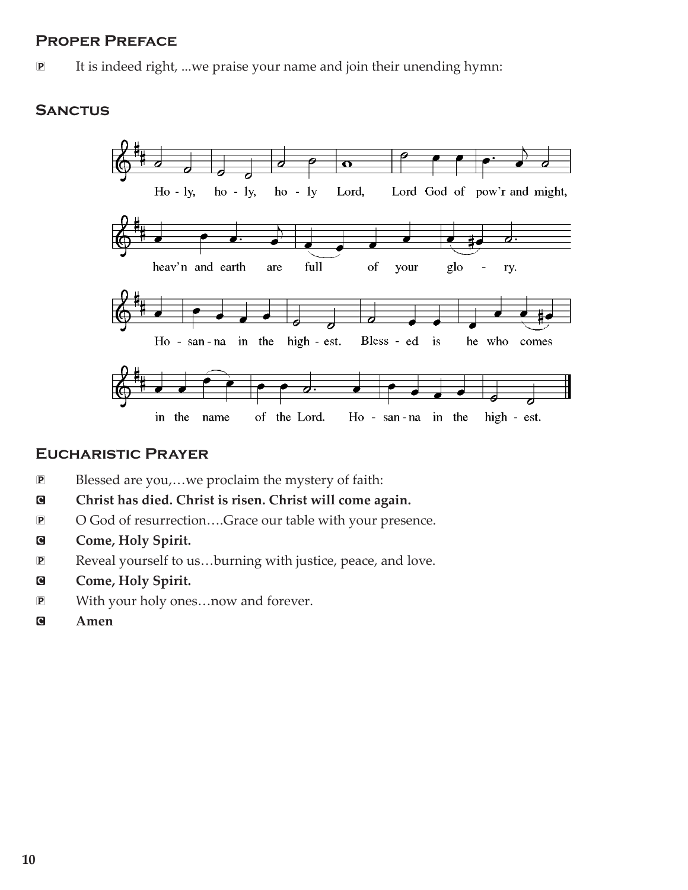## Proper Preface

P It is indeed right, ...we praise your name and join their unending hymn:

## Sanctus

Ho - ly, ho - ly, ho - ly Lord, Lord God of pow'r and might,

heav'n and earth are full of your glo - ry.

Ho - san - na in the high - est. Bless - ed is he who comes

in the name of the Lord. Ho - san - na in the high - est.

## Eucharistic Prayer

P Blessed are you,…we proclaim the mystery of faith:

C **Christ has died. Christ is risen. Christ will come again.**

P O God of resurrection….Grace our table with your presence.

C **Come, Holy Spirit.**

P Reveal yourself to us…burning with justice, peace, and love.

C **Come, Holy Spirit.**

P With your holy ones…now and forever.

C **Amen**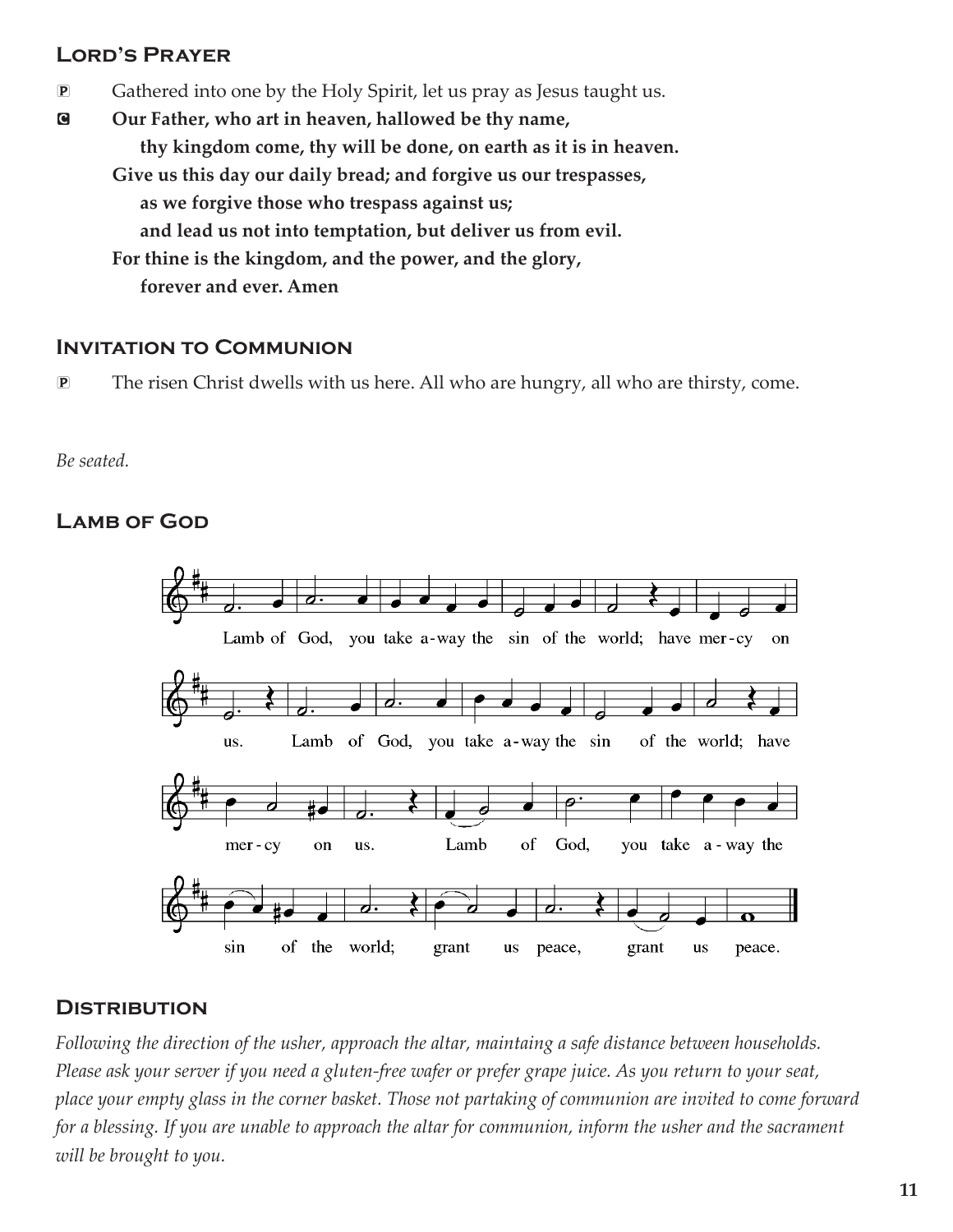## Lord's Prayer

P Gathered into one by the Holy Spirit, let us pray as Jesus taught us.

C **Our Father, who art in heaven, hallowed be thy name,**
**thy kingdom come, thy will be done, on earth as it is in heaven.**
**Give us this day our daily bread; and forgive us our trespasses,**
**as we forgive those who trespass against us;**
**and lead us not into temptation, but deliver us from evil.**
**For thine is the kingdom, and the power, and the glory,**
**forever and ever. Amen**

## Invitation to Communion

P The risen Christ dwells with us here. All who are hungry, all who are thirsty, come.

*Be seated.*

## Lamb of God

Lamb of God, you take away the sin of the world; have mercy on us. Lamb of God, you take away the sin of the world; have mercy on us. Lamb of God, you take away the sin of the world; grant us peace, grant us peace.

## Distribution

*Following the direction of the usher, approach the altar, maintaing a safe distance between households. Please ask your server if you need a gluten-free wafer or prefer grape juice. As you return to your seat, place your empty glass in the corner basket. Those not partaking of communion are invited to come forward for a blessing. If you are unable to approach the altar for communion, inform the usher and the sacrament will be brought to you.*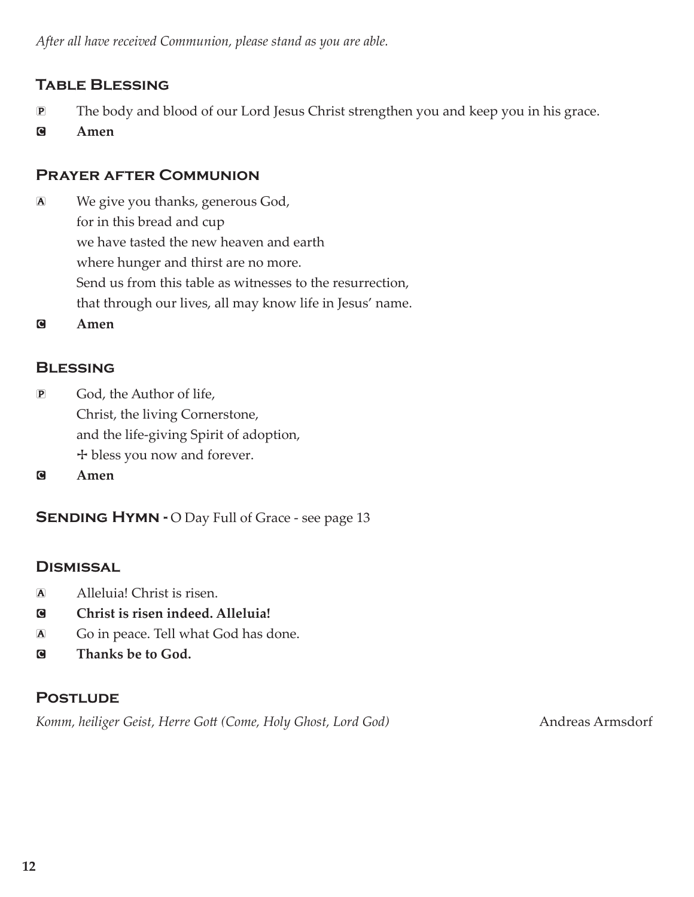*After all have received Communion, please stand as you are able.*

## Table Blessing

P The body and blood of our Lord Jesus Christ strengthen you and keep you in his grace.

C **Amen**

## Prayer after Communion

A We give you thanks, generous God,
for in this bread and cup
we have tasted the new heaven and earth
where hunger and thirst are no more.
Send us from this table as witnesses to the resurrection,
that through our lives, all may know life in Jesus' name.

C **Amen**

## Blessing

P God, the Author of life,
Christ, the living Cornerstone,
and the life-giving Spirit of adoption,
☩ bless you now and forever.

C **Amen**

## Sending Hymn - O Day Full of Grace - see page 13

## Dismissal

A Alleluia! Christ is risen.

C **Christ is risen indeed. Alleluia!**

A Go in peace. Tell what God has done.

C **Thanks be to God.**

## Postlude

*Komm, heiliger Geist, Herre Gott (Come, Holy Ghost, Lord God)* Andreas Armsdorf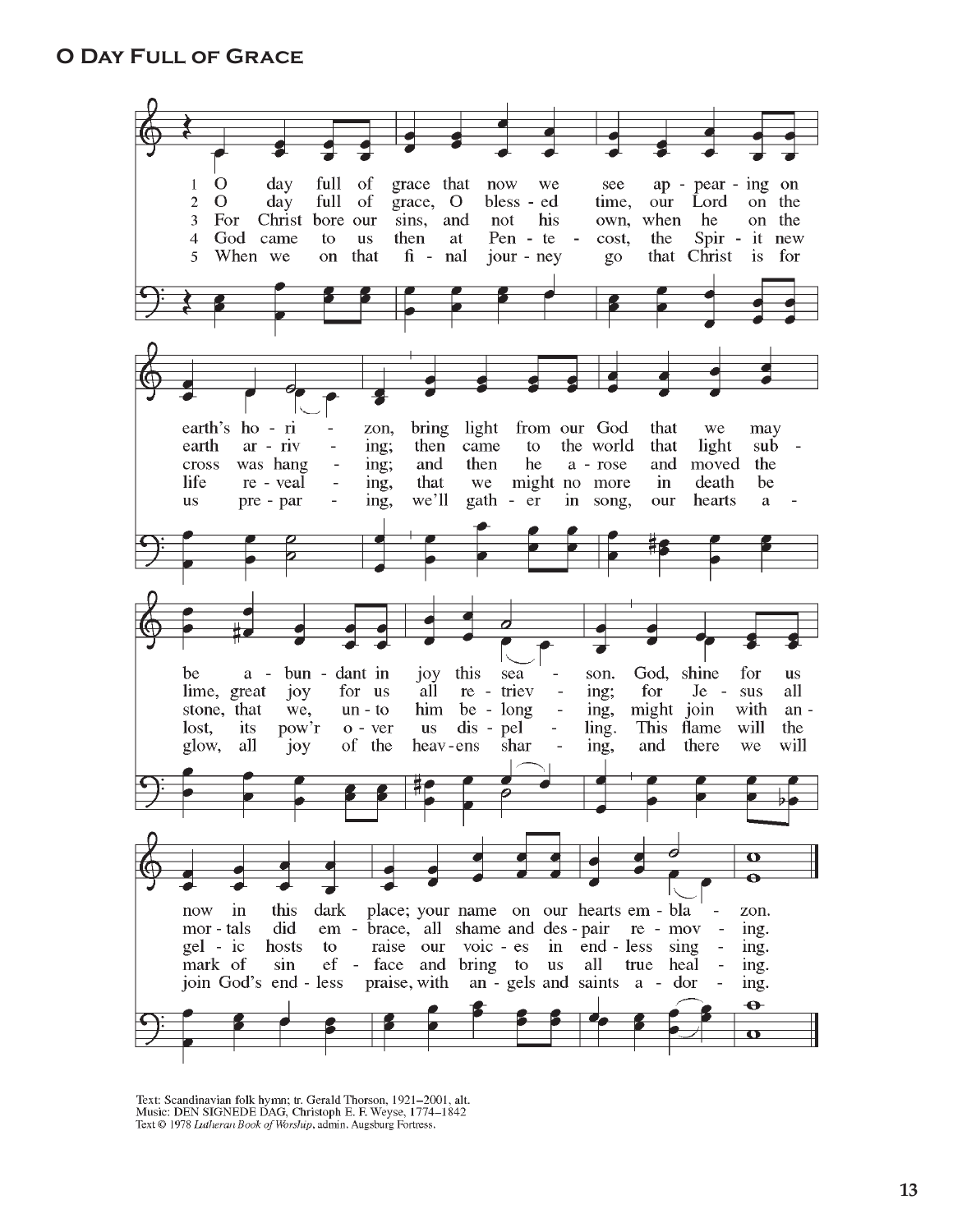# O Day Full of Grace

1 O day full of grace that now we see appearing on earth's horizon, bring light from our God that we may be abundant in joy this season. God, shine for us now in this dark place; your name on our hearts emblazon.

2 O day full of grace, O blessed time, our Lord on the earth arriving; then came to the world that light sublime, great joy for us all retrieving; for Jesus all mortals did embrace, all shame and despair removing.

3 For Christ bore our sins, and not his own, when he on the cross was hanging; and then he arose and moved the stone, that we, unto him belonging, might join with angelic hosts to raise our voices in endless singing.

4 God came to us then at Pentecost, the Spirit new life revealing, that we might no more in death be lost, its pow'r over us dispelling. This flame will the mark of sin efface and bring to us all true healing.

5 When we on that final journey go that Christ is for us preparing, we'll gather in song, our hearts aglow, all joy of the heavens sharing, and there we will join God's endless praise, with angels and saints adoring.

Text: Scandinavian folk hymn; tr. Gerald Thorson, 1921–2001, alt.
Music: DEN SIGNEDE DAG, Christoph E. F. Weyse, 1774–1842
Text © 1978 *Lutheran Book of Worship*, admin. Augsburg Fortress.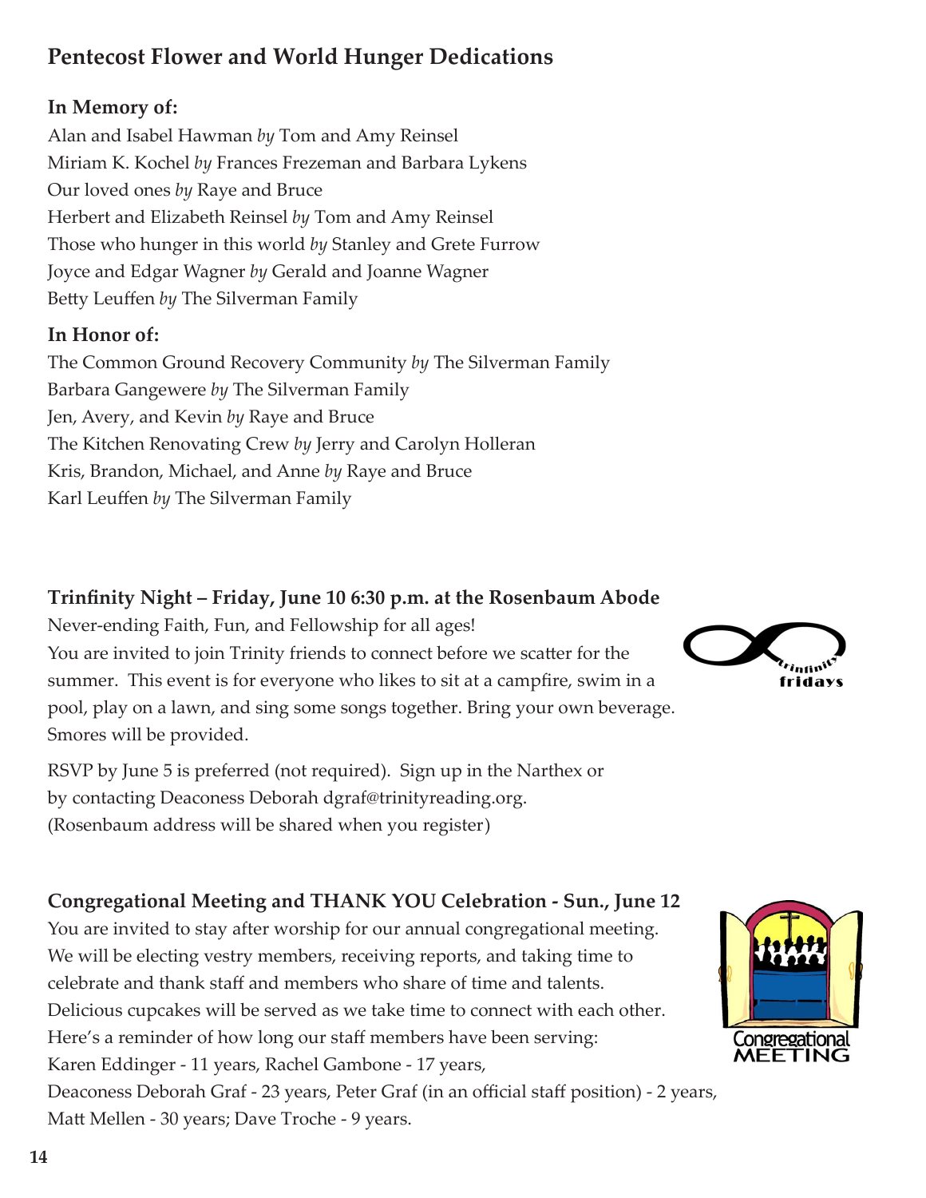## Pentecost Flower and World Hunger Dedications

### In Memory of:

Alan and Isabel Hawman *by* Tom and Amy Reinsel
Miriam K. Kochel *by* Frances Frezeman and Barbara Lykens
Our loved ones *by* Raye and Bruce
Herbert and Elizabeth Reinsel *by* Tom and Amy Reinsel
Those who hunger in this world *by* Stanley and Grete Furrow
Joyce and Edgar Wagner *by* Gerald and Joanne Wagner
Betty Leuffen *by* The Silverman Family

### In Honor of:

The Common Ground Recovery Community *by* The Silverman Family
Barbara Gangewere *by* The Silverman Family
Jen, Avery, and Kevin *by* Raye and Bruce
The Kitchen Renovating Crew *by* Jerry and Carolyn Holleran
Kris, Brandon, Michael, and Anne *by* Raye and Bruce
Karl Leuffen *by* The Silverman Family

### Trinfinity Night – Friday, June 10 6:30 p.m. at the Rosenbaum Abode

Never-ending Faith, Fun, and Fellowship for all ages!
You are invited to join Trinity friends to connect before we scatter for the summer. This event is for everyone who likes to sit at a campfire, swim in a pool, play on a lawn, and sing some songs together. Bring your own beverage. Smores will be provided.

RSVP by June 5 is preferred (not required). Sign up in the Narthex or by contacting Deaconess Deborah dgraf@trinityreading.org.
(Rosenbaum address will be shared when you register)

### Congregational Meeting and THANK YOU Celebration - Sun., June 12

You are invited to stay after worship for our annual congregational meeting. We will be electing vestry members, receiving reports, and taking time to celebrate and thank staff and members who share of time and talents. Delicious cupcakes will be served as we take time to connect with each other. Here's a reminder of how long our staff members have been serving:
Karen Eddinger - 11 years, Rachel Gambone - 17 years,
Deaconess Deborah Graf - 23 years, Peter Graf (in an official staff position) - 2 years,
Matt Mellen - 30 years; Dave Troche - 9 years.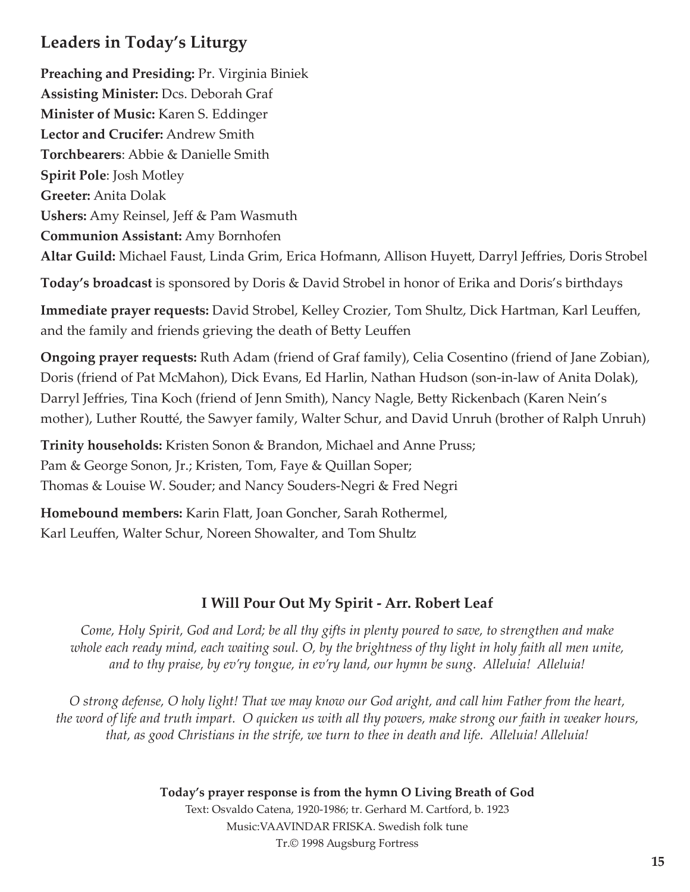## Leaders in Today's Liturgy

**Preaching and Presiding:** Pr. Virginia Biniek
**Assisting Minister:** Dcs. Deborah Graf
**Minister of Music:** Karen S. Eddinger
**Lector and Crucifer:** Andrew Smith
**Torchbearers**: Abbie & Danielle Smith
**Spirit Pole**: Josh Motley
**Greeter:** Anita Dolak
**Ushers:** Amy Reinsel, Jeff & Pam Wasmuth
**Communion Assistant:** Amy Bornhofen
**Altar Guild:** Michael Faust, Linda Grim, Erica Hofmann, Allison Huyett, Darryl Jeffries, Doris Strobel

**Today's broadcast** is sponsored by Doris & David Strobel in honor of Erika and Doris's birthdays

**Immediate prayer requests:** David Strobel, Kelley Crozier, Tom Shultz, Dick Hartman, Karl Leuffen, and the family and friends grieving the death of Betty Leuffen

**Ongoing prayer requests:** Ruth Adam (friend of Graf family), Celia Cosentino (friend of Jane Zobian), Doris (friend of Pat McMahon), Dick Evans, Ed Harlin, Nathan Hudson (son-in-law of Anita Dolak), Darryl Jeffries, Tina Koch (friend of Jenn Smith), Nancy Nagle, Betty Rickenbach (Karen Nein's mother), Luther Routté, the Sawyer family, Walter Schur, and David Unruh (brother of Ralph Unruh)

**Trinity households:** Kristen Sonon & Brandon, Michael and Anne Pruss;
Pam & George Sonon, Jr.; Kristen, Tom, Faye & Quillan Soper;
Thomas & Louise W. Souder; and Nancy Souders-Negri & Fred Negri

**Homebound members:** Karin Flatt, Joan Goncher, Sarah Rothermel,
Karl Leuffen, Walter Schur, Noreen Showalter, and Tom Shultz

### I Will Pour Out My Spirit - Arr. Robert Leaf

*Come, Holy Spirit, God and Lord; be all thy gifts in plenty poured to save, to strengthen and make whole each ready mind, each waiting soul. O, by the brightness of thy light in holy faith all men unite, and to thy praise, by ev'ry tongue, in ev'ry land, our hymn be sung. Alleluia! Alleluia!*

*O strong defense, O holy light! That we may know our God aright, and call him Father from the heart, the word of life and truth impart. O quicken us with all thy powers, make strong our faith in weaker hours, that, as good Christians in the strife, we turn to thee in death and life. Alleluia! Alleluia!*

**Today's prayer response is from the hymn O Living Breath of God**
Text: Osvaldo Catena, 1920-1986; tr. Gerhard M. Cartford, b. 1923
Music:VAAVINDAR FRISKA. Swedish folk tune
Tr.© 1998 Augsburg Fortress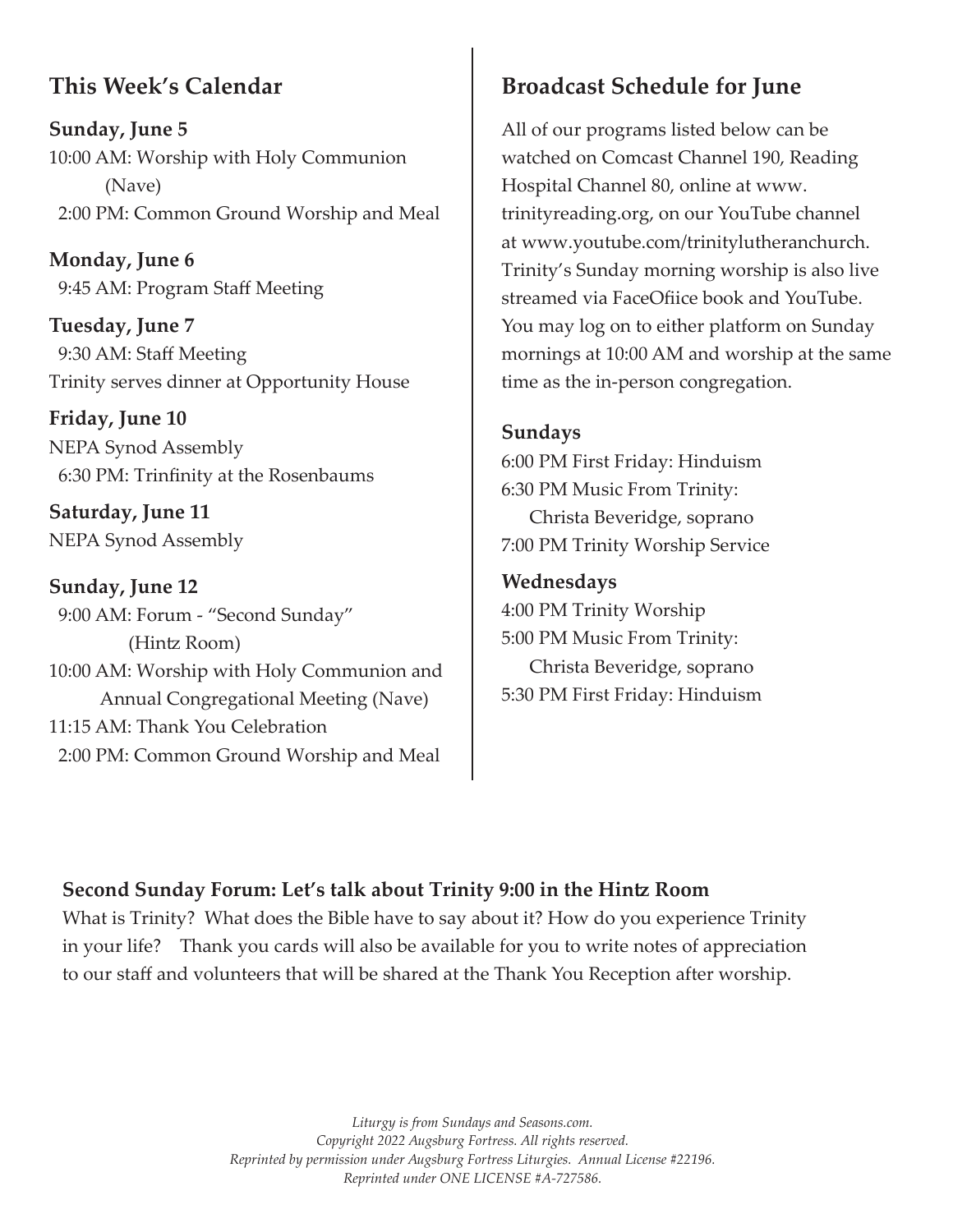## This Week's Calendar

**Sunday, June 5**
10:00 AM: Worship with Holy Communion (Nave)
2:00 PM: Common Ground Worship and Meal

**Monday, June 6**
9:45 AM: Program Staff Meeting

**Tuesday, June 7**
9:30 AM: Staff Meeting
Trinity serves dinner at Opportunity House

**Friday, June 10**
NEPA Synod Assembly
6:30 PM: Trinfinity at the Rosenbaums

**Saturday, June 11**
NEPA Synod Assembly

**Sunday, June 12**
9:00 AM: Forum - "Second Sunday" (Hintz Room)
10:00 AM: Worship with Holy Communion and Annual Congregational Meeting (Nave)
11:15 AM: Thank You Celebration
2:00 PM: Common Ground Worship and Meal

## Broadcast Schedule for June

All of our programs listed below can be watched on Comcast Channel 190, Reading Hospital Channel 80, online at www.trinityreading.org, on our YouTube channel at www.youtube.com/trinitylutheranchurch. Trinity's Sunday morning worship is also live streamed via FaceOfiice book and YouTube. You may log on to either platform on Sunday mornings at 10:00 AM and worship at the same time as the in-person congregation.

**Sundays**
6:00 PM First Friday: Hinduism
6:30 PM Music From Trinity: Christa Beveridge, soprano
7:00 PM Trinity Worship Service

**Wednesdays**
4:00 PM Trinity Worship
5:00 PM Music From Trinity: Christa Beveridge, soprano
5:30 PM First Friday: Hinduism

**Second Sunday Forum: Let's talk about Trinity 9:00 in the Hintz Room**
What is Trinity? What does the Bible have to say about it? How do you experience Trinity in your life? Thank you cards will also be available for you to write notes of appreciation to our staff and volunteers that will be shared at the Thank You Reception after worship.

*Liturgy is from Sundays and Seasons.com.*
*Copyright 2022 Augsburg Fortress. All rights reserved.*
*Reprinted by permission under Augsburg Fortress Liturgies. Annual License #22196.*
*Reprinted under ONE LICENSE #A-727586.*